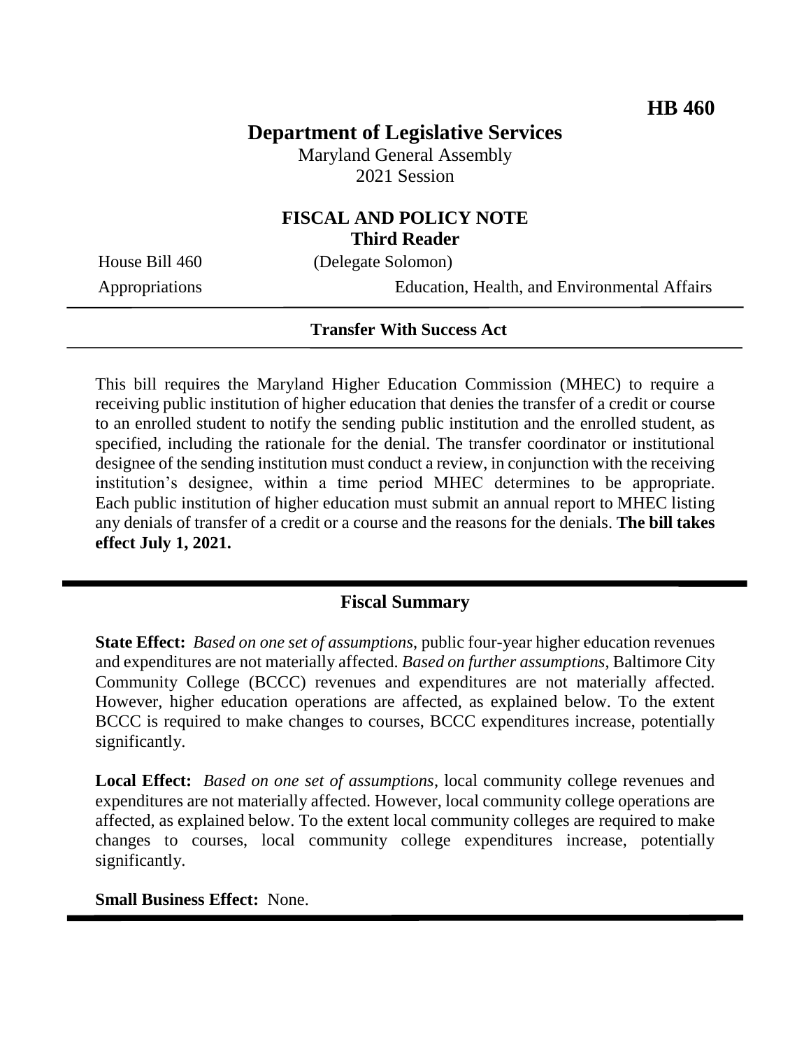**HB 460**

# Department of Legislative Services

Maryland General Assembly
2021 Session

## FISCAL AND POLICY NOTE
**Third Reader**

House Bill 460 (Delegate Solomon)
Appropriations Education, Health, and Environmental Affairs

---

**Transfer With Success Act**

---

This bill requires the Maryland Higher Education Commission (MHEC) to require a receiving public institution of higher education that denies the transfer of a credit or course to an enrolled student to notify the sending public institution and the enrolled student, as specified, including the rationale for the denial. The transfer coordinator or institutional designee of the sending institution must conduct a review, in conjunction with the receiving institution's designee, within a time period MHEC determines to be appropriate. Each public institution of higher education must submit an annual report to MHEC listing any denials of transfer of a credit or a course and the reasons for the denials. **The bill takes effect July 1, 2021.**

---

## Fiscal Summary

**State Effect:** *Based on one set of assumptions*, public four-year higher education revenues and expenditures are not materially affected. *Based on further assumptions*, Baltimore City Community College (BCCC) revenues and expenditures are not materially affected. However, higher education operations are affected, as explained below. To the extent BCCC is required to make changes to courses, BCCC expenditures increase, potentially significantly.

**Local Effect:** *Based on one set of assumptions*, local community college revenues and expenditures are not materially affected. However, local community college operations are affected, as explained below. To the extent local community colleges are required to make changes to courses, local community college expenditures increase, potentially significantly.

**Small Business Effect:** None.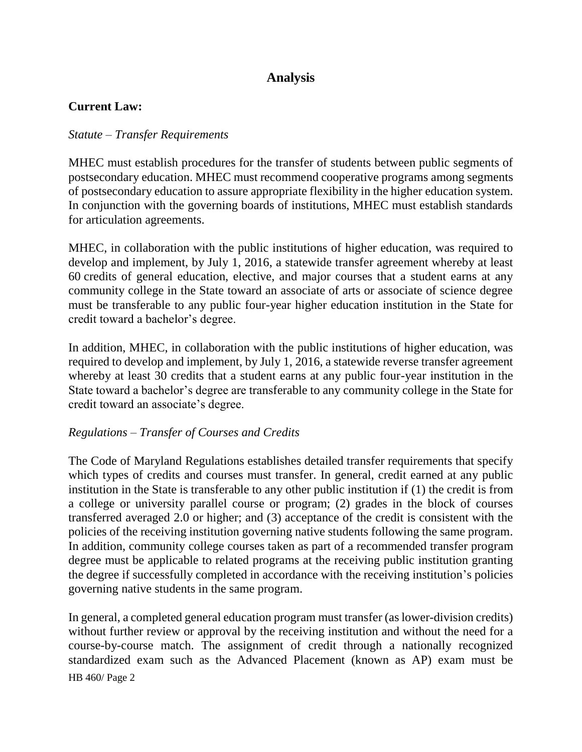## Analysis

**Current Law:**

*Statute – Transfer Requirements*

MHEC must establish procedures for the transfer of students between public segments of postsecondary education. MHEC must recommend cooperative programs among segments of postsecondary education to assure appropriate flexibility in the higher education system. In conjunction with the governing boards of institutions, MHEC must establish standards for articulation agreements.

MHEC, in collaboration with the public institutions of higher education, was required to develop and implement, by July 1, 2016, a statewide transfer agreement whereby at least 60 credits of general education, elective, and major courses that a student earns at any community college in the State toward an associate of arts or associate of science degree must be transferable to any public four-year higher education institution in the State for credit toward a bachelor's degree.

In addition, MHEC, in collaboration with the public institutions of higher education, was required to develop and implement, by July 1, 2016, a statewide reverse transfer agreement whereby at least 30 credits that a student earns at any public four-year institution in the State toward a bachelor's degree are transferable to any community college in the State for credit toward an associate's degree.

*Regulations – Transfer of Courses and Credits*

The Code of Maryland Regulations establishes detailed transfer requirements that specify which types of credits and courses must transfer. In general, credit earned at any public institution in the State is transferable to any other public institution if (1) the credit is from a college or university parallel course or program; (2) grades in the block of courses transferred averaged 2.0 or higher; and (3) acceptance of the credit is consistent with the policies of the receiving institution governing native students following the same program. In addition, community college courses taken as part of a recommended transfer program degree must be applicable to related programs at the receiving public institution granting the degree if successfully completed in accordance with the receiving institution's policies governing native students in the same program.

In general, a completed general education program must transfer (as lower-division credits) without further review or approval by the receiving institution and without the need for a course-by-course match. The assignment of credit through a nationally recognized standardized exam such as the Advanced Placement (known as AP) exam must be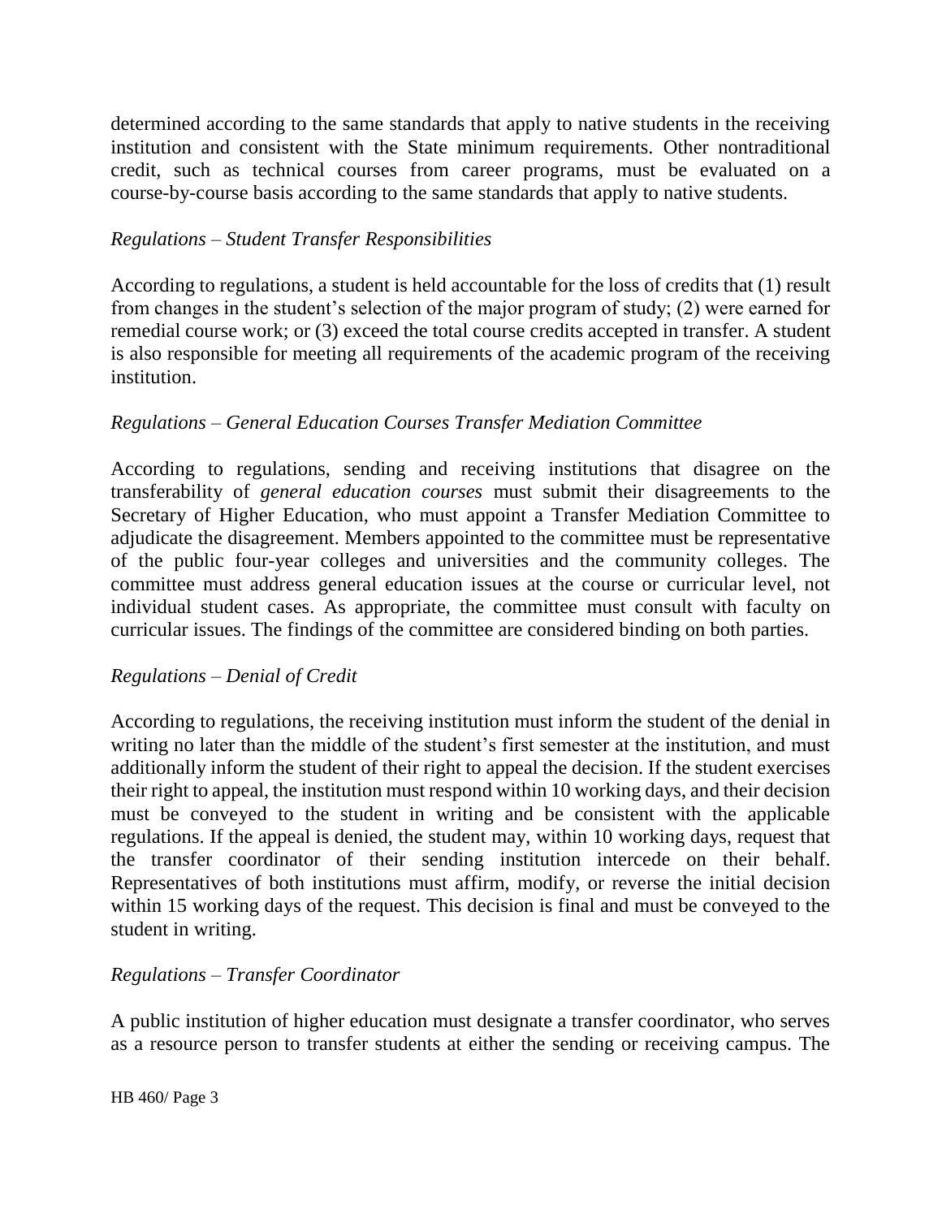determined according to the same standards that apply to native students in the receiving institution and consistent with the State minimum requirements. Other nontraditional credit, such as technical courses from career programs, must be evaluated on a course-by-course basis according to the same standards that apply to native students.

*Regulations – Student Transfer Responsibilities*

According to regulations, a student is held accountable for the loss of credits that (1) result from changes in the student's selection of the major program of study; (2) were earned for remedial course work; or (3) exceed the total course credits accepted in transfer. A student is also responsible for meeting all requirements of the academic program of the receiving institution.

*Regulations – General Education Courses Transfer Mediation Committee*

According to regulations, sending and receiving institutions that disagree on the transferability of *general education courses* must submit their disagreements to the Secretary of Higher Education, who must appoint a Transfer Mediation Committee to adjudicate the disagreement. Members appointed to the committee must be representative of the public four-year colleges and universities and the community colleges. The committee must address general education issues at the course or curricular level, not individual student cases. As appropriate, the committee must consult with faculty on curricular issues. The findings of the committee are considered binding on both parties.

*Regulations – Denial of Credit*

According to regulations, the receiving institution must inform the student of the denial in writing no later than the middle of the student's first semester at the institution, and must additionally inform the student of their right to appeal the decision. If the student exercises their right to appeal, the institution must respond within 10 working days, and their decision must be conveyed to the student in writing and be consistent with the applicable regulations. If the appeal is denied, the student may, within 10 working days, request that the transfer coordinator of their sending institution intercede on their behalf. Representatives of both institutions must affirm, modify, or reverse the initial decision within 15 working days of the request. This decision is final and must be conveyed to the student in writing.

*Regulations – Transfer Coordinator*

A public institution of higher education must designate a transfer coordinator, who serves as a resource person to transfer students at either the sending or receiving campus. The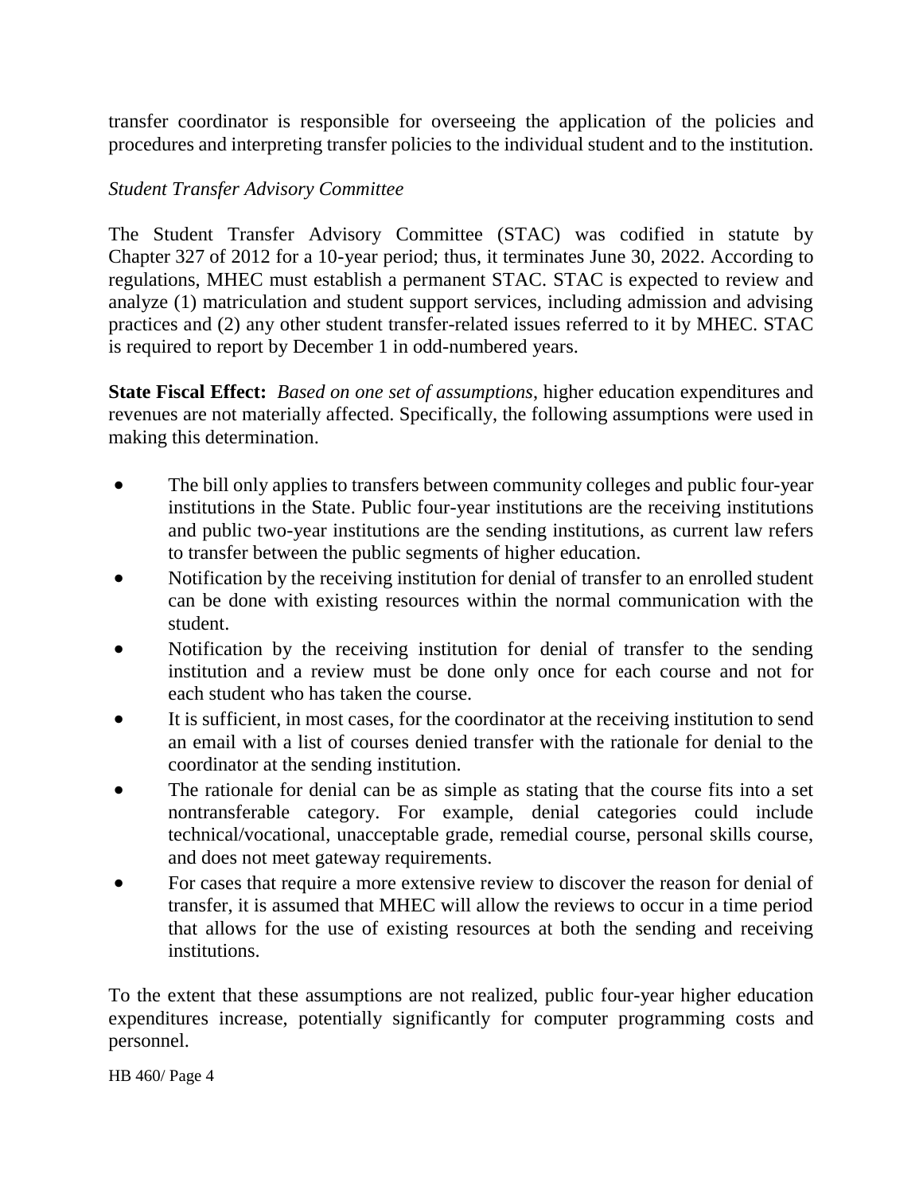transfer coordinator is responsible for overseeing the application of the policies and procedures and interpreting transfer policies to the individual student and to the institution.

*Student Transfer Advisory Committee*

The Student Transfer Advisory Committee (STAC) was codified in statute by Chapter 327 of 2012 for a 10-year period; thus, it terminates June 30, 2022. According to regulations, MHEC must establish a permanent STAC. STAC is expected to review and analyze (1) matriculation and student support services, including admission and advising practices and (2) any other student transfer-related issues referred to it by MHEC. STAC is required to report by December 1 in odd-numbered years.

**State Fiscal Effect:** *Based on one set of assumptions*, higher education expenditures and revenues are not materially affected. Specifically, the following assumptions were used in making this determination.

- The bill only applies to transfers between community colleges and public four-year institutions in the State. Public four-year institutions are the receiving institutions and public two-year institutions are the sending institutions, as current law refers to transfer between the public segments of higher education.
- Notification by the receiving institution for denial of transfer to an enrolled student can be done with existing resources within the normal communication with the student.
- Notification by the receiving institution for denial of transfer to the sending institution and a review must be done only once for each course and not for each student who has taken the course.
- It is sufficient, in most cases, for the coordinator at the receiving institution to send an email with a list of courses denied transfer with the rationale for denial to the coordinator at the sending institution.
- The rationale for denial can be as simple as stating that the course fits into a set nontransferable category. For example, denial categories could include technical/vocational, unacceptable grade, remedial course, personal skills course, and does not meet gateway requirements.
- For cases that require a more extensive review to discover the reason for denial of transfer, it is assumed that MHEC will allow the reviews to occur in a time period that allows for the use of existing resources at both the sending and receiving institutions.

To the extent that these assumptions are not realized, public four-year higher education expenditures increase, potentially significantly for computer programming costs and personnel.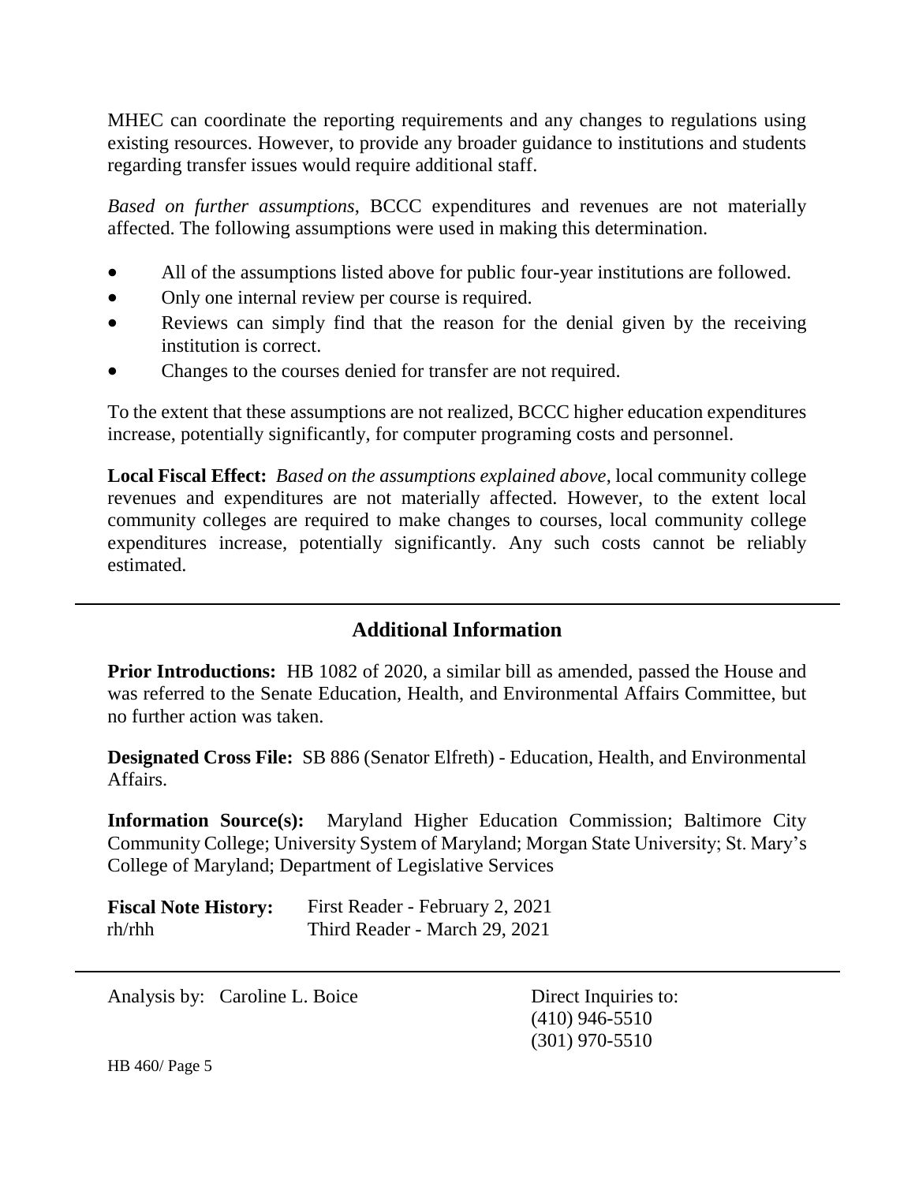MHEC can coordinate the reporting requirements and any changes to regulations using existing resources. However, to provide any broader guidance to institutions and students regarding transfer issues would require additional staff.

*Based on further assumptions*, BCCC expenditures and revenues are not materially affected. The following assumptions were used in making this determination.

- All of the assumptions listed above for public four-year institutions are followed.
- Only one internal review per course is required.
- Reviews can simply find that the reason for the denial given by the receiving institution is correct.
- Changes to the courses denied for transfer are not required.

To the extent that these assumptions are not realized, BCCC higher education expenditures increase, potentially significantly, for computer programing costs and personnel.

**Local Fiscal Effect:** *Based on the assumptions explained above*, local community college revenues and expenditures are not materially affected. However, to the extent local community colleges are required to make changes to courses, local community college expenditures increase, potentially significantly. Any such costs cannot be reliably estimated.

## Additional Information

**Prior Introductions:** HB 1082 of 2020, a similar bill as amended, passed the House and was referred to the Senate Education, Health, and Environmental Affairs Committee, but no further action was taken.

**Designated Cross File:** SB 886 (Senator Elfreth) - Education, Health, and Environmental Affairs.

**Information Source(s):** Maryland Higher Education Commission; Baltimore City Community College; University System of Maryland; Morgan State University; St. Mary's College of Maryland; Department of Legislative Services

**Fiscal Note History:** First Reader - February 2, 2021
rh/rhh Third Reader - March 29, 2021

Analysis by: Caroline L. Boice

Direct Inquiries to:
(410) 946-5510
(301) 970-5510